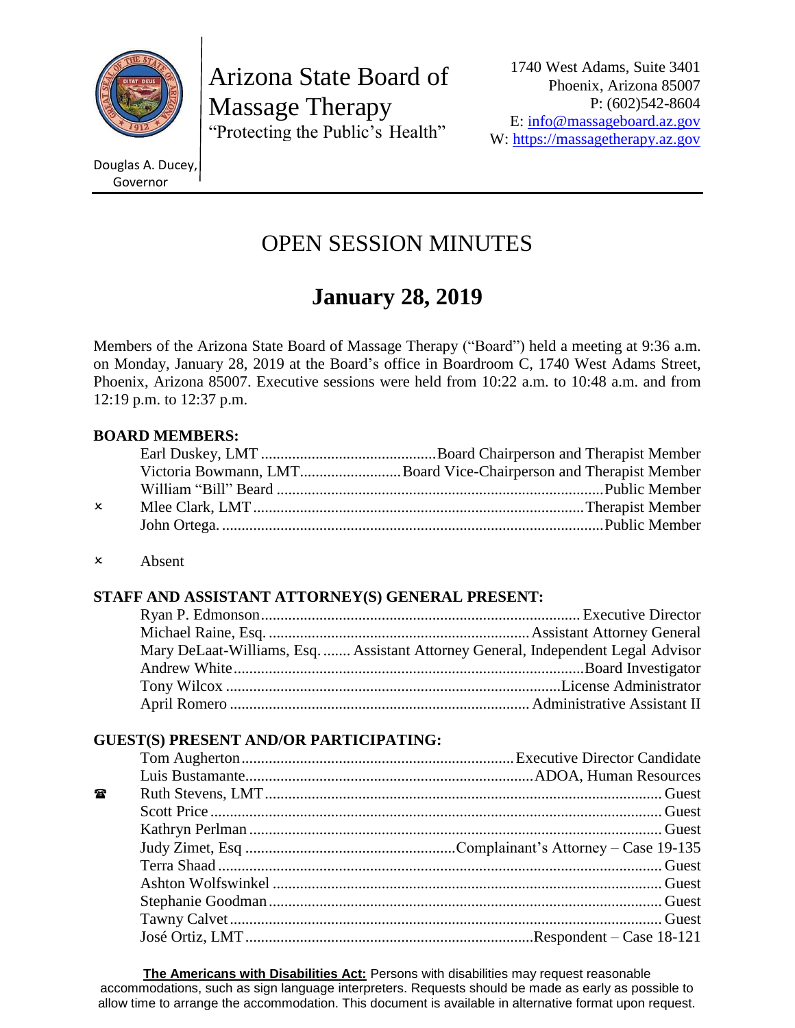Arizona State Board of Massage Therapy
"Protecting the Public's Health"

Douglas A. Ducey, Governor

1740 West Adams, Suite 3401
Phoenix, Arizona 85007
P: (602)542-8604
E: info@massageboard.az.gov
W: https://massagetherapy.az.gov

# OPEN SESSION MINUTES

## January 28, 2019

Members of the Arizona State Board of Massage Therapy ("Board") held a meeting at 9:36 a.m. on Monday, January 28, 2019 at the Board's office in Boardroom C, 1740 West Adams Street, Phoenix, Arizona 85007. Executive sessions were held from 10:22 a.m. to 10:48 a.m. and from 12:19 p.m. to 12:37 p.m.

**BOARD MEMBERS:**

| | Name | Role |
|---|---|---|
| | Earl Duskey, LMT | Board Chairperson and Therapist Member |
| | Victoria Bowmann, LMT | Board Vice-Chairperson and Therapist Member |
| | William "Bill" Beard | Public Member |
| × | Mlee Clark, LMT | Therapist Member |
| | John Ortega. | Public Member |

× Absent

**STAFF AND ASSISTANT ATTORNEY(S) GENERAL PRESENT:**

| Name | Role |
|---|---|
| Ryan P. Edmonson | Executive Director |
| Michael Raine, Esq. | Assistant Attorney General |
| Mary DeLaat-Williams, Esq. | Assistant Attorney General, Independent Legal Advisor |
| Andrew White | Board Investigator |
| Tony Wilcox | License Administrator |
| April Romero | Administrative Assistant II |

**GUEST(S) PRESENT AND/OR PARTICIPATING:**

| | Name | Role |
|---|---|---|
| | Tom Augherton | Executive Director Candidate |
| | Luis Bustamante | ADOA, Human Resources |
| ☎ | Ruth Stevens, LMT | Guest |
| | Scott Price | Guest |
| | Kathryn Perlman | Guest |
| | Judy Zimet, Esq | Complainant's Attorney – Case 19-135 |
| | Terra Shaad | Guest |
| | Ashton Wolfswinkel | Guest |
| | Stephanie Goodman | Guest |
| | Tawny Calvet | Guest |
| | José Ortiz, LMT | Respondent – Case 18-121 |

**The Americans with Disabilities Act:** Persons with disabilities may request reasonable accommodations, such as sign language interpreters. Requests should be made as early as possible to allow time to arrange the accommodation. This document is available in alternative format upon request.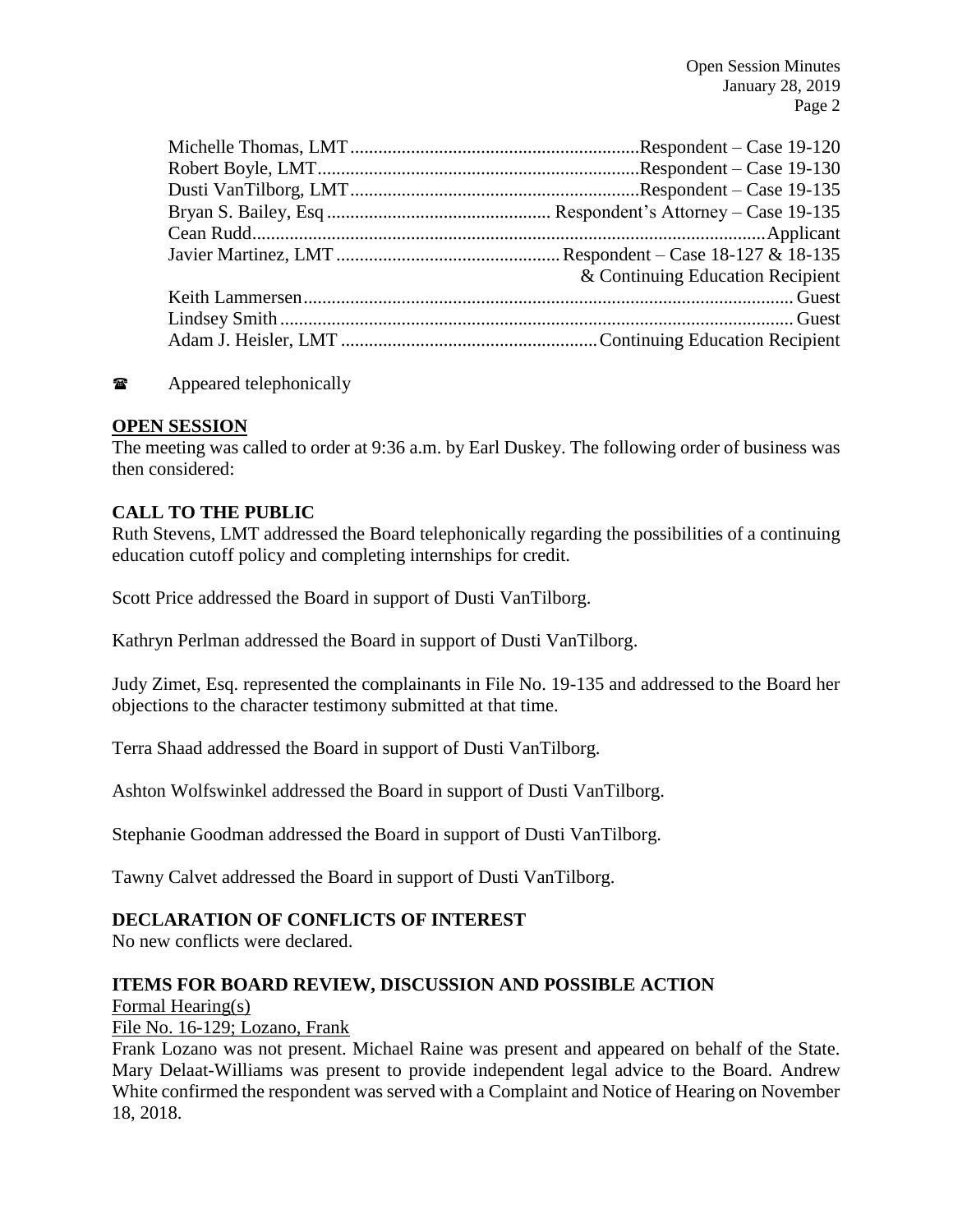| | |
|---|---|
| Michelle Thomas, LMT | Respondent – Case 19-120 |
| Robert Boyle, LMT | Respondent – Case 19-130 |
| Dusti VanTilborg, LMT | Respondent – Case 19-135 |
| Bryan S. Bailey, Esq | Respondent's Attorney – Case 19-135 |
| Cean Rudd | Applicant |
| Javier Martinez, LMT | Respondent – Case 18-127 & 18-135 & Continuing Education Recipient |
| Keith Lammersen | Guest |
| Lindsey Smith | Guest |
| Adam J. Heisler, LMT | Continuing Education Recipient |

☎ Appeared telephonically

**OPEN SESSION**

The meeting was called to order at 9:36 a.m. by Earl Duskey. The following order of business was then considered:

## CALL TO THE PUBLIC

Ruth Stevens, LMT addressed the Board telephonically regarding the possibilities of a continuing education cutoff policy and completing internships for credit.

Scott Price addressed the Board in support of Dusti VanTilborg.

Kathryn Perlman addressed the Board in support of Dusti VanTilborg.

Judy Zimet, Esq. represented the complainants in File No. 19-135 and addressed to the Board her objections to the character testimony submitted at that time.

Terra Shaad addressed the Board in support of Dusti VanTilborg.

Ashton Wolfswinkel addressed the Board in support of Dusti VanTilborg.

Stephanie Goodman addressed the Board in support of Dusti VanTilborg.

Tawny Calvet addressed the Board in support of Dusti VanTilborg.

## DECLARATION OF CONFLICTS OF INTEREST

No new conflicts were declared.

## ITEMS FOR BOARD REVIEW, DISCUSSION AND POSSIBLE ACTION

Formal Hearing(s)

File No. 16-129; Lozano, Frank

Frank Lozano was not present. Michael Raine was present and appeared on behalf of the State. Mary Delaat-Williams was present to provide independent legal advice to the Board. Andrew White confirmed the respondent was served with a Complaint and Notice of Hearing on November 18, 2018.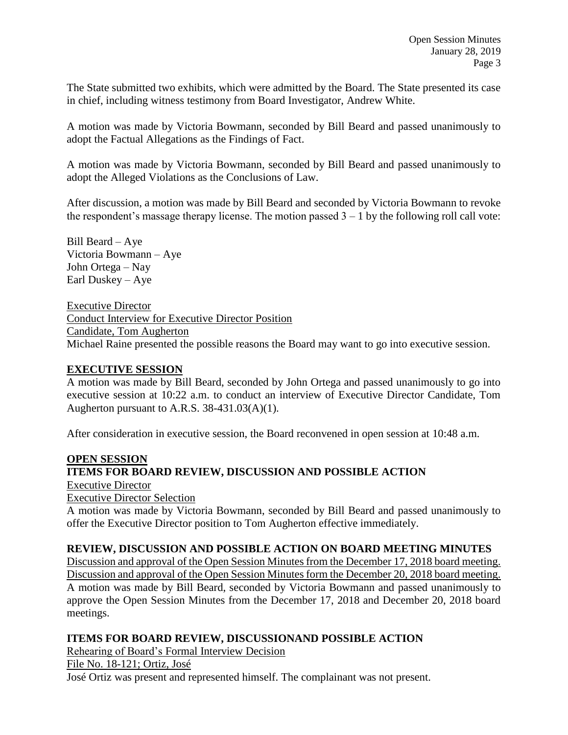The State submitted two exhibits, which were admitted by the Board. The State presented its case in chief, including witness testimony from Board Investigator, Andrew White.

A motion was made by Victoria Bowmann, seconded by Bill Beard and passed unanimously to adopt the Factual Allegations as the Findings of Fact.

A motion was made by Victoria Bowmann, seconded by Bill Beard and passed unanimously to adopt the Alleged Violations as the Conclusions of Law.

After discussion, a motion was made by Bill Beard and seconded by Victoria Bowmann to revoke the respondent's massage therapy license. The motion passed 3 – 1 by the following roll call vote:

Bill Beard – Aye
Victoria Bowmann – Aye
John Ortega – Nay
Earl Duskey – Aye

Executive Director
Conduct Interview for Executive Director Position
Candidate, Tom Augherton
Michael Raine presented the possible reasons the Board may want to go into executive session.

## EXECUTIVE SESSION

A motion was made by Bill Beard, seconded by John Ortega and passed unanimously to go into executive session at 10:22 a.m. to conduct an interview of Executive Director Candidate, Tom Augherton pursuant to A.R.S. 38-431.03(A)(1).

After consideration in executive session, the Board reconvened in open session at 10:48 a.m.

## OPEN SESSION

## ITEMS FOR BOARD REVIEW, DISCUSSION AND POSSIBLE ACTION

Executive Director
Executive Director Selection
A motion was made by Victoria Bowmann, seconded by Bill Beard and passed unanimously to offer the Executive Director position to Tom Augherton effective immediately.

## REVIEW, DISCUSSION AND POSSIBLE ACTION ON BOARD MEETING MINUTES

Discussion and approval of the Open Session Minutes from the December 17, 2018 board meeting.
Discussion and approval of the Open Session Minutes form the December 20, 2018 board meeting.
A motion was made by Bill Beard, seconded by Victoria Bowmann and passed unanimously to approve the Open Session Minutes from the December 17, 2018 and December 20, 2018 board meetings.

## ITEMS FOR BOARD REVIEW, DISCUSSIONAND POSSIBLE ACTION

Rehearing of Board's Formal Interview Decision
File No. 18-121; Ortiz, José
José Ortiz was present and represented himself. The complainant was not present.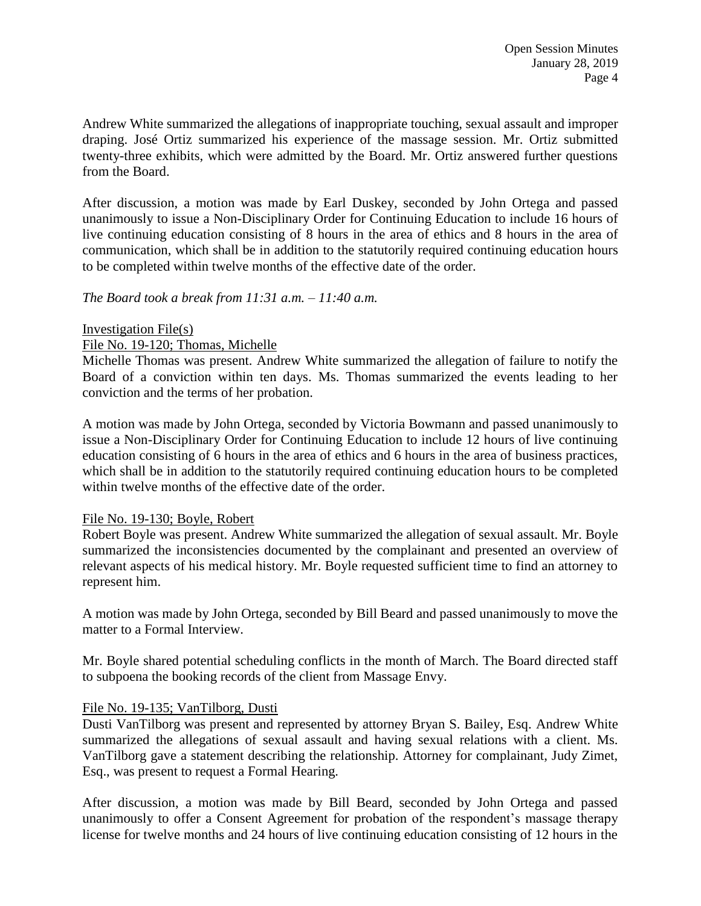Andrew White summarized the allegations of inappropriate touching, sexual assault and improper draping. José Ortiz summarized his experience of the massage session. Mr. Ortiz submitted twenty-three exhibits, which were admitted by the Board. Mr. Ortiz answered further questions from the Board.

After discussion, a motion was made by Earl Duskey, seconded by John Ortega and passed unanimously to issue a Non-Disciplinary Order for Continuing Education to include 16 hours of live continuing education consisting of 8 hours in the area of ethics and 8 hours in the area of communication, which shall be in addition to the statutorily required continuing education hours to be completed within twelve months of the effective date of the order.

*The Board took a break from 11:31 a.m. – 11:40 a.m.*

Investigation File(s)

File No. 19-120; Thomas, Michelle

Michelle Thomas was present. Andrew White summarized the allegation of failure to notify the Board of a conviction within ten days. Ms. Thomas summarized the events leading to her conviction and the terms of her probation.

A motion was made by John Ortega, seconded by Victoria Bowmann and passed unanimously to issue a Non-Disciplinary Order for Continuing Education to include 12 hours of live continuing education consisting of 6 hours in the area of ethics and 6 hours in the area of business practices, which shall be in addition to the statutorily required continuing education hours to be completed within twelve months of the effective date of the order.

File No. 19-130; Boyle, Robert

Robert Boyle was present. Andrew White summarized the allegation of sexual assault. Mr. Boyle summarized the inconsistencies documented by the complainant and presented an overview of relevant aspects of his medical history. Mr. Boyle requested sufficient time to find an attorney to represent him.

A motion was made by John Ortega, seconded by Bill Beard and passed unanimously to move the matter to a Formal Interview.

Mr. Boyle shared potential scheduling conflicts in the month of March. The Board directed staff to subpoena the booking records of the client from Massage Envy.

File No. 19-135; VanTilborg, Dusti

Dusti VanTilborg was present and represented by attorney Bryan S. Bailey, Esq. Andrew White summarized the allegations of sexual assault and having sexual relations with a client. Ms. VanTilborg gave a statement describing the relationship. Attorney for complainant, Judy Zimet, Esq., was present to request a Formal Hearing.

After discussion, a motion was made by Bill Beard, seconded by John Ortega and passed unanimously to offer a Consent Agreement for probation of the respondent's massage therapy license for twelve months and 24 hours of live continuing education consisting of 12 hours in the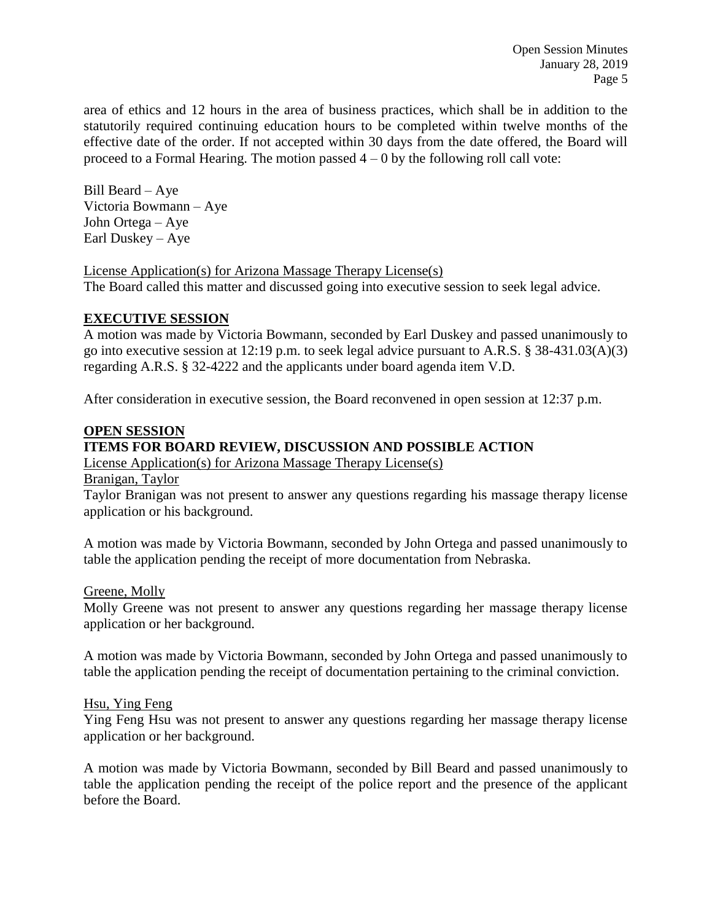area of ethics and 12 hours in the area of business practices, which shall be in addition to the statutorily required continuing education hours to be completed within twelve months of the effective date of the order. If not accepted within 30 days from the date offered, the Board will proceed to a Formal Hearing. The motion passed 4 – 0 by the following roll call vote:

Bill Beard – Aye
Victoria Bowmann – Aye
John Ortega – Aye
Earl Duskey – Aye

License Application(s) for Arizona Massage Therapy License(s)
The Board called this matter and discussed going into executive session to seek legal advice.

**EXECUTIVE SESSION**

A motion was made by Victoria Bowmann, seconded by Earl Duskey and passed unanimously to go into executive session at 12:19 p.m. to seek legal advice pursuant to A.R.S. § 38-431.03(A)(3) regarding A.R.S. § 32-4222 and the applicants under board agenda item V.D.

After consideration in executive session, the Board reconvened in open session at 12:37 p.m.

**OPEN SESSION**

**ITEMS FOR BOARD REVIEW, DISCUSSION AND POSSIBLE ACTION**

License Application(s) for Arizona Massage Therapy License(s)

Branigan, Taylor

Taylor Branigan was not present to answer any questions regarding his massage therapy license application or his background.

A motion was made by Victoria Bowmann, seconded by John Ortega and passed unanimously to table the application pending the receipt of more documentation from Nebraska.

Greene, Molly

Molly Greene was not present to answer any questions regarding her massage therapy license application or her background.

A motion was made by Victoria Bowmann, seconded by John Ortega and passed unanimously to table the application pending the receipt of documentation pertaining to the criminal conviction.

Hsu, Ying Feng

Ying Feng Hsu was not present to answer any questions regarding her massage therapy license application or her background.

A motion was made by Victoria Bowmann, seconded by Bill Beard and passed unanimously to table the application pending the receipt of the police report and the presence of the applicant before the Board.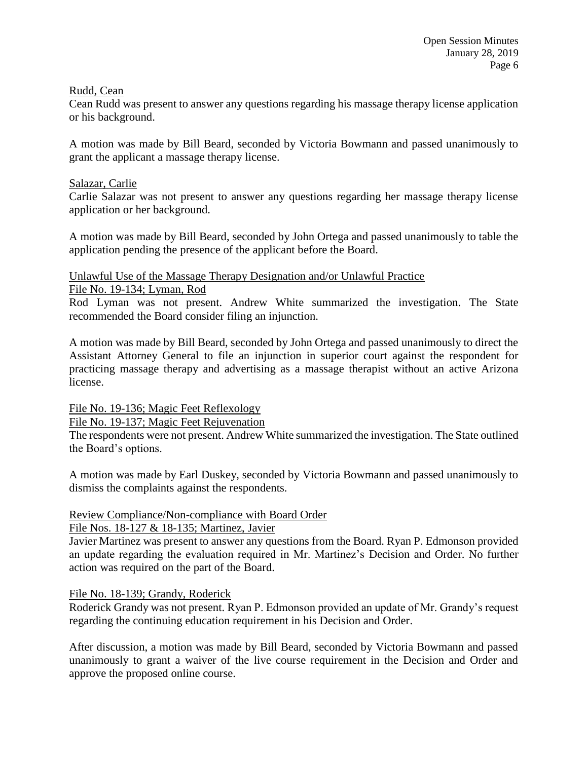Rudd, Cean

Cean Rudd was present to answer any questions regarding his massage therapy license application or his background.

A motion was made by Bill Beard, seconded by Victoria Bowmann and passed unanimously to grant the applicant a massage therapy license.

Salazar, Carlie

Carlie Salazar was not present to answer any questions regarding her massage therapy license application or her background.

A motion was made by Bill Beard, seconded by John Ortega and passed unanimously to table the application pending the presence of the applicant before the Board.

Unlawful Use of the Massage Therapy Designation and/or Unlawful Practice

File No. 19-134; Lyman, Rod

Rod Lyman was not present. Andrew White summarized the investigation. The State recommended the Board consider filing an injunction.

A motion was made by Bill Beard, seconded by John Ortega and passed unanimously to direct the Assistant Attorney General to file an injunction in superior court against the respondent for practicing massage therapy and advertising as a massage therapist without an active Arizona license.

File No. 19-136; Magic Feet Reflexology

File No. 19-137; Magic Feet Rejuvenation

The respondents were not present. Andrew White summarized the investigation. The State outlined the Board's options.

A motion was made by Earl Duskey, seconded by Victoria Bowmann and passed unanimously to dismiss the complaints against the respondents.

Review Compliance/Non-compliance with Board Order

File Nos. 18-127 & 18-135; Martinez, Javier

Javier Martinez was present to answer any questions from the Board. Ryan P. Edmonson provided an update regarding the evaluation required in Mr. Martinez's Decision and Order. No further action was required on the part of the Board.

File No. 18-139; Grandy, Roderick

Roderick Grandy was not present. Ryan P. Edmonson provided an update of Mr. Grandy's request regarding the continuing education requirement in his Decision and Order.

After discussion, a motion was made by Bill Beard, seconded by Victoria Bowmann and passed unanimously to grant a waiver of the live course requirement in the Decision and Order and approve the proposed online course.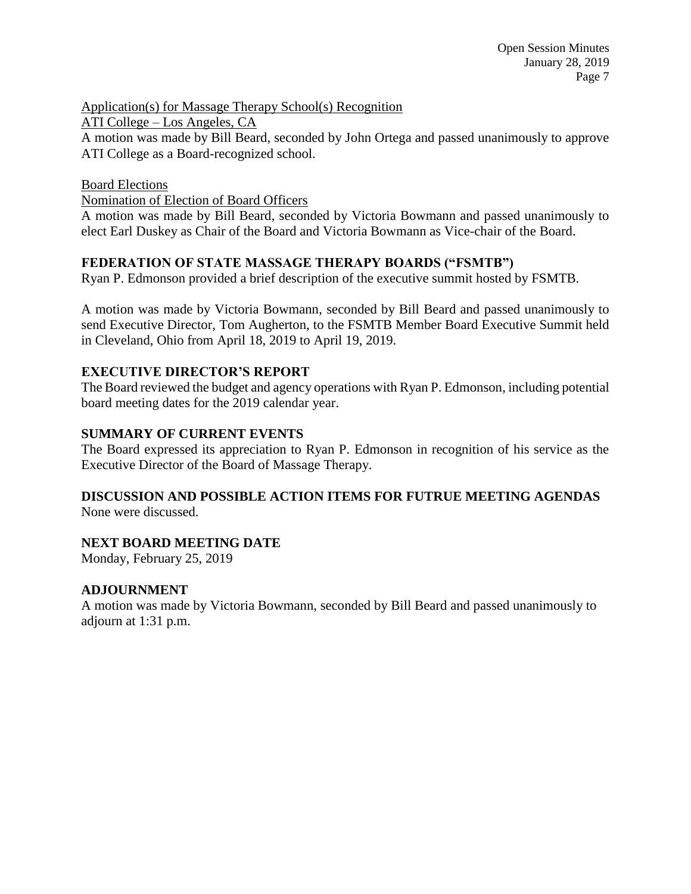Application(s) for Massage Therapy School(s) Recognition

ATI College – Los Angeles, CA

A motion was made by Bill Beard, seconded by John Ortega and passed unanimously to approve ATI College as a Board-recognized school.

Board Elections

Nomination of Election of Board Officers

A motion was made by Bill Beard, seconded by Victoria Bowmann and passed unanimously to elect Earl Duskey as Chair of the Board and Victoria Bowmann as Vice-chair of the Board.

## FEDERATION OF STATE MASSAGE THERAPY BOARDS ("FSMTB")

Ryan P. Edmonson provided a brief description of the executive summit hosted by FSMTB.

A motion was made by Victoria Bowmann, seconded by Bill Beard and passed unanimously to send Executive Director, Tom Augherton, to the FSMTB Member Board Executive Summit held in Cleveland, Ohio from April 18, 2019 to April 19, 2019.

## EXECUTIVE DIRECTOR'S REPORT

The Board reviewed the budget and agency operations with Ryan P. Edmonson, including potential board meeting dates for the 2019 calendar year.

## SUMMARY OF CURRENT EVENTS

The Board expressed its appreciation to Ryan P. Edmonson in recognition of his service as the Executive Director of the Board of Massage Therapy.

## DISCUSSION AND POSSIBLE ACTION ITEMS FOR FUTRUE MEETING AGENDAS

None were discussed.

## NEXT BOARD MEETING DATE

Monday, February 25, 2019

## ADJOURNMENT

A motion was made by Victoria Bowmann, seconded by Bill Beard and passed unanimously to adjourn at 1:31 p.m.